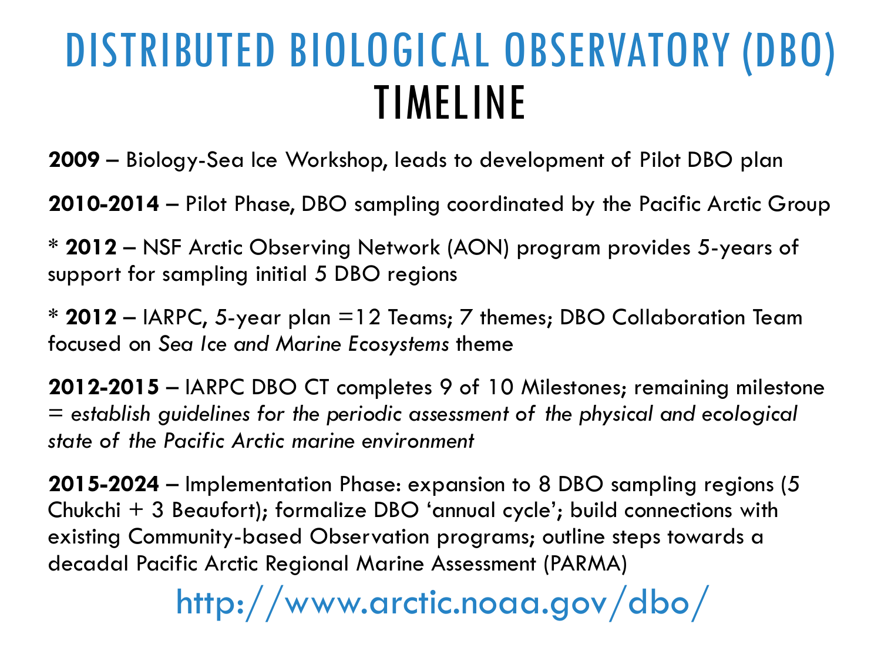# DISTRIBUTED BIOLOGICAL OBSERVATORY (DBO) TIMELINE

**2009** – Biology-Sea Ice Workshop, leads to development of Pilot DBO plan

**2010-2014** – Pilot Phase, DBO sampling coordinated by the Pacific Arctic Group

* **2012** – NSF Arctic Observing Network (AON) program provides 5-years of support for sampling initial 5 DBO regions

* **2012** – IARPC, 5-year plan =12 Teams; 7 themes; DBO Collaboration Team focused on *Sea Ice and Marine Ecosystems* theme

**2012-2015** – IARPC DBO CT completes 9 of 10 Milestones; remaining milestone = *establish guidelines for the periodic assessment of the physical and ecological state of the Pacific Arctic marine environment*

**2015-2024** – Implementation Phase: expansion to 8 DBO sampling regions (5 Chukchi + 3 Beaufort); formalize DBO 'annual cycle'; build connections with existing Community-based Observation programs; outline steps towards a decadal Pacific Arctic Regional Marine Assessment (PARMA)

http://www.arctic.noaa.gov/dbo/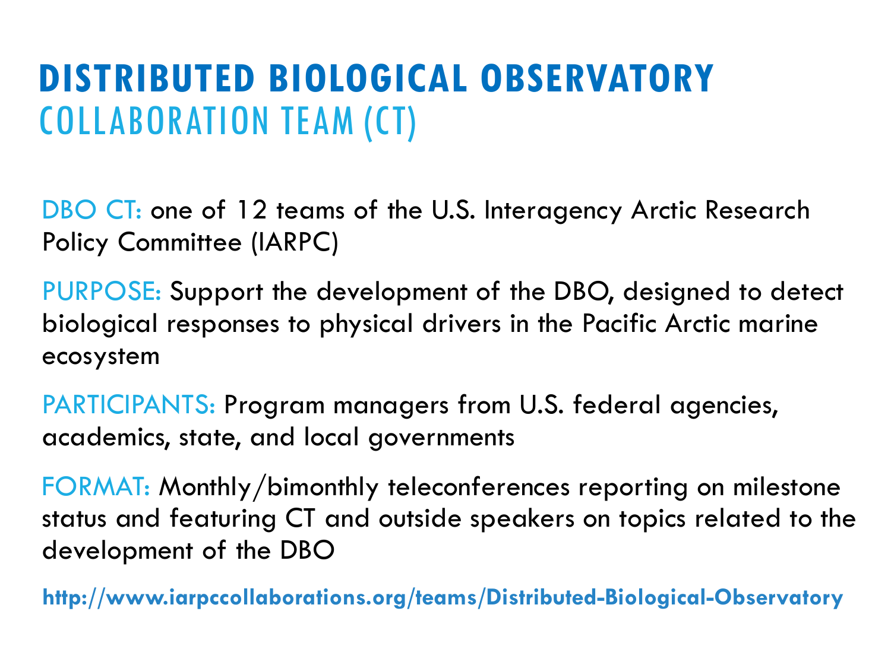# DISTRIBUTED BIOLOGICAL OBSERVATORY

## COLLABORATION TEAM (CT)

DBO CT: one of 12 teams of the U.S. Interagency Arctic Research Policy Committee (IARPC)

PURPOSE: Support the development of the DBO, designed to detect biological responses to physical drivers in the Pacific Arctic marine ecosystem

PARTICIPANTS: Program managers from U.S. federal agencies, academics, state, and local governments

FORMAT: Monthly/bimonthly teleconferences reporting on milestone status and featuring CT and outside speakers on topics related to the development of the DBO

**http://www.iarpccollaborations.org/teams/Distributed-Biological-Observatory**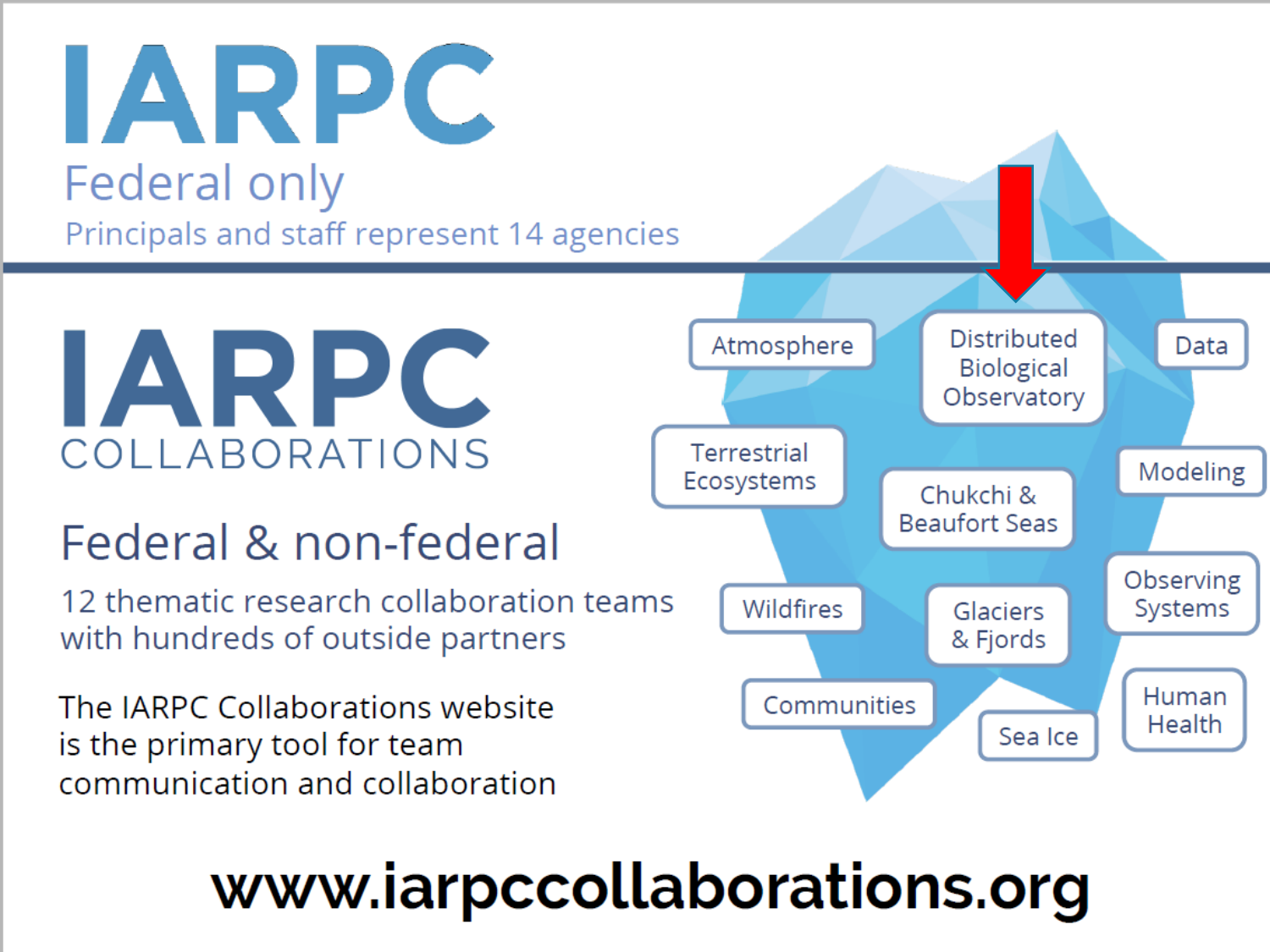# IARPC

## Federal only

Principals and staff represent 14 agencies

# IARPC COLLABORATIONS

## Federal & non-federal

12 thematic research collaboration teams with hundreds of outside partners

The IARPC Collaborations website is the primary tool for team communication and collaboration

- Atmosphere
- Distributed Biological Observatory
- Data
- Terrestrial Ecosystems
- Chukchi & Beaufort Seas
- Modeling
- Wildfires
- Glaciers & Fjords
- Observing Systems
- Communities
- Sea Ice
- Human Health

**www.iarpccollaborations.org**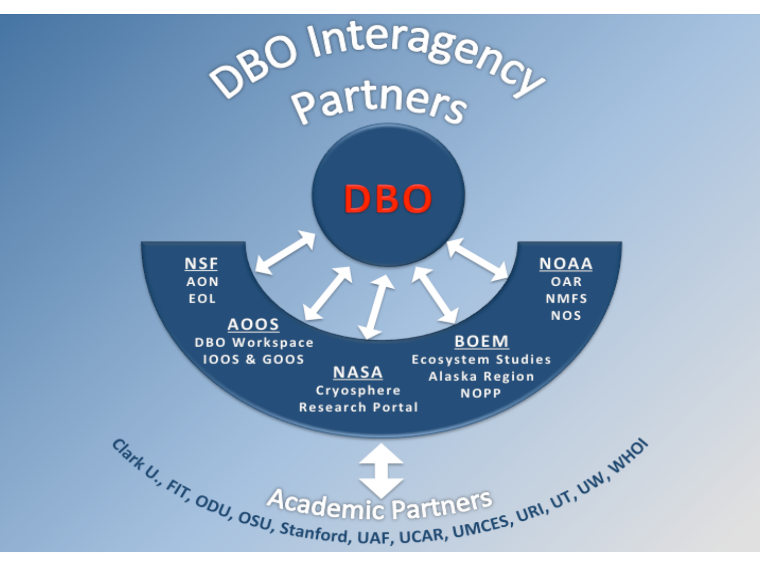# DBO Interagency Partners

**DBO**

**NSF**
AON
EOL

**AOOS**
DBO Workspace
IOOS & GOOS

**NASA**
Cryosphere
Research Portal

**BOEM**
Ecosystem Studies
Alaska Region
NOPP

**NOAA**
OAR
NMFS
NOS

**Academic Partners**

Clark U., FIT, ODU, OSU, Stanford, UAF, UCAR, UMCES, URI, UT, UW, WHOI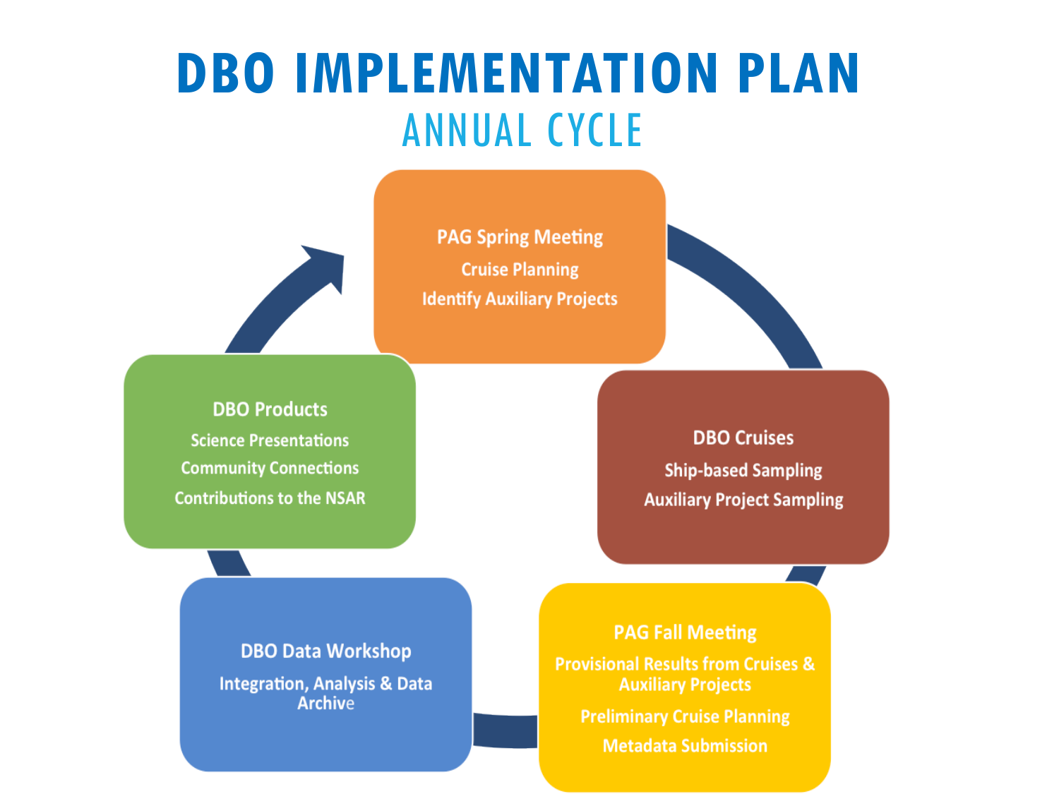# DBO IMPLEMENTATION PLAN

## ANNUAL CYCLE

PAG Spring Meeting
Cruise Planning
Identify Auxiliary Projects

DBO Cruises
Ship-based Sampling
Auxiliary Project Sampling

PAG Fall Meeting
Provisional Results from Cruises & Auxiliary Projects
Preliminary Cruise Planning
Metadata Submission

DBO Data Workshop
Integration, Analysis & Data Archive

DBO Products
Science Presentations
Community Connections
Contributions to the NSAR